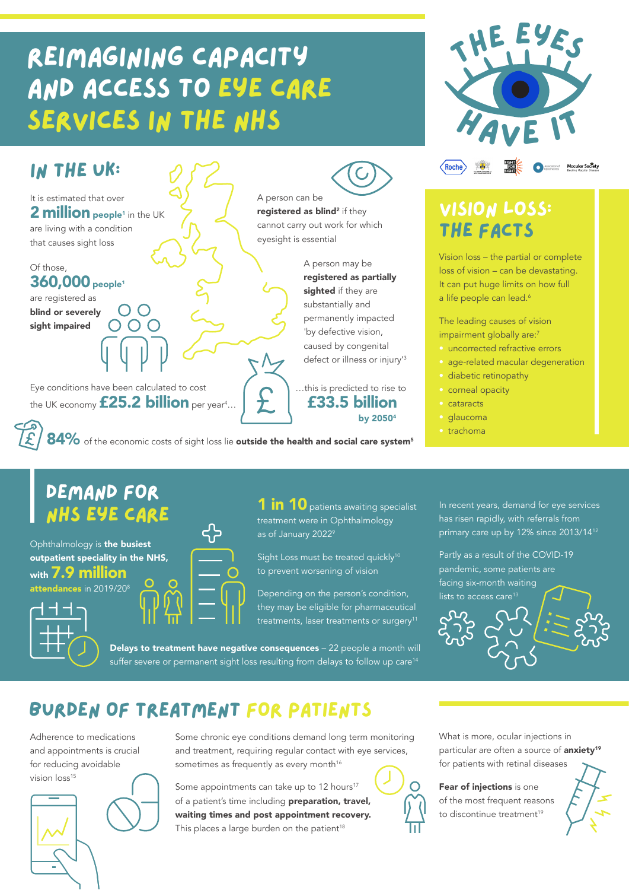# Reimagining capacity and access to eye care services in the NHS

The Eyes Have It

Roche

## In the UK:

It is estimated that over **2 million people**[1] in the UK are living with a condition that causes sight loss

Of those, **360,000 people**[1] are registered as **blind or severely sight impaired**

A person can be **registered as blind**[2] if they cannot carry out work for which eyesight is essential

A person may be **registered as partially sighted** if they are substantially and permanently impacted 'by defective vision, caused by congenital defect or illness or injury'[3]

Eye conditions have been calculated to cost the UK economy **£25.2 billion** per year[4]...

...this is predicted to rise to **£33.5 billion by 2050**[4]

**84%** of the economic costs of sight loss lie **outside the health and social care system**[5]

## Vision loss: the facts

Vision loss – the partial or complete loss of vision – can be devastating. It can put huge limits on how full a life people can lead.[6]

The leading causes of vision impairment globally are:[7]

- uncorrected refractive errors
- age-related macular degeneration
- diabetic retinopathy
- corneal opacity
- cataracts
- glaucoma
- trachoma

## Demand for NHS eye care

Ophthalmology is **the busiest outpatient speciality in the NHS, with 7.9 million attendances** in 2019/20[8]

**1 in 10** patients awaiting specialist treatment were in Ophthalmology as of January 2022[9]

Sight Loss must be treated quickly[10] to prevent worsening of vision

Depending on the person's condition, they may be eligible for pharmaceutical treatments, laser treatments or surgery[11]

In recent years, demand for eye services has risen rapidly, with referrals from primary care up by 12% since 2013/14[12]

Partly as a result of the COVID-19 pandemic, some patients are facing six-month waiting lists to access care[13]

**Delays to treatment have negative consequences** – 22 people a month will suffer severe or permanent sight loss resulting from delays to follow up care[14]

## Burden of treatment for patients

Adherence to medications and appointments is crucial for reducing avoidable vision loss[15]

Some chronic eye conditions demand long term monitoring and treatment, requiring regular contact with eye services, sometimes as frequently as every month[16]

Some appointments can take up to 12 hours[17] of a patient's time including **preparation, travel, waiting times and post appointment recovery.** This places a large burden on the patient[18]

What is more, ocular injections in particular are often a source of **anxiety**[19] for patients with retinal diseases

**Fear of injections** is one of the most frequent reasons to discontinue treatment[19]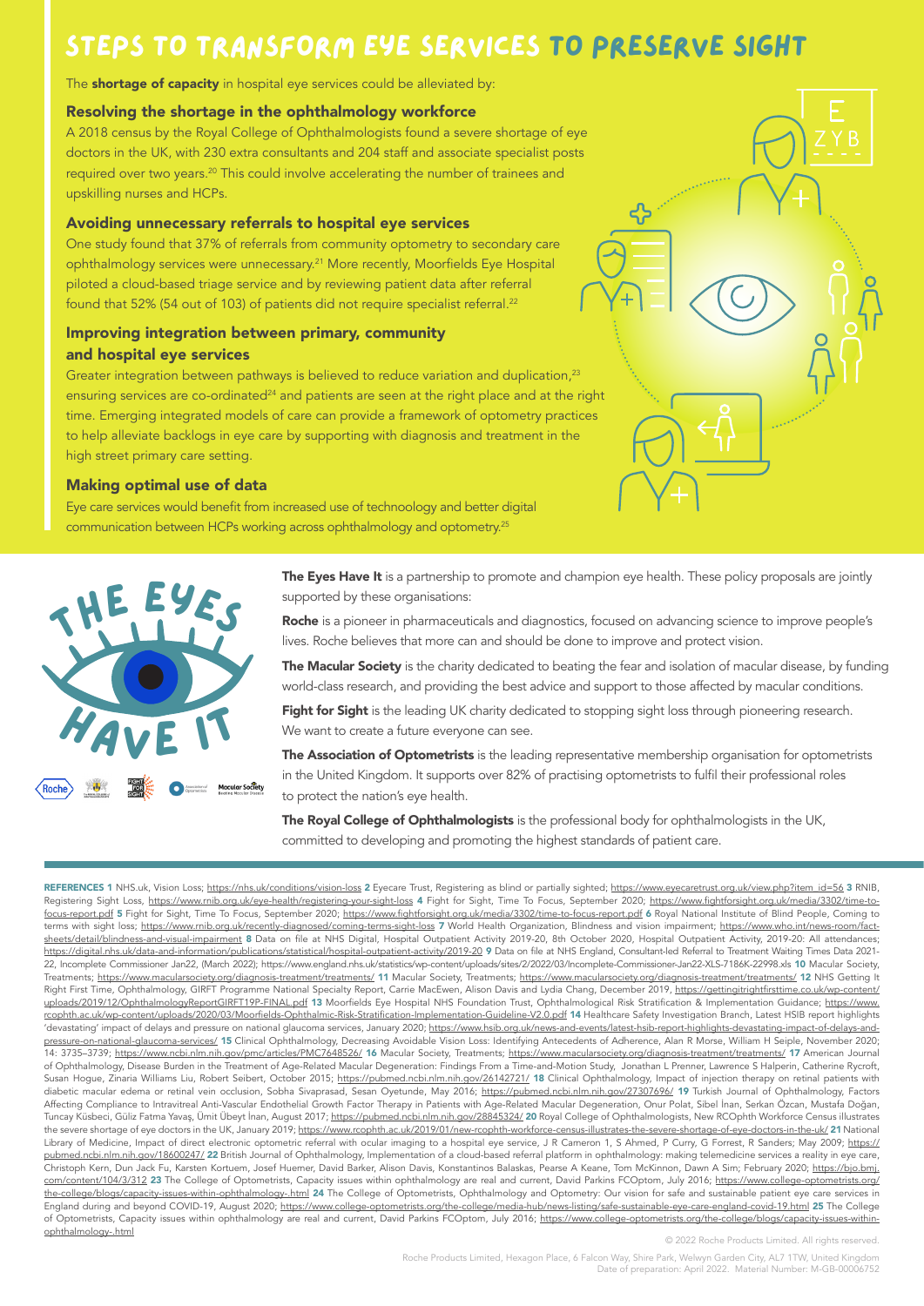# STEPS TO TRANSFORM EYE SERVICES TO PRESERVE SIGHT

The **shortage of capacity** in hospital eye services could be alleviated by:

### Resolving the shortage in the ophthalmology workforce

A 2018 census by the Royal College of Ophthalmologists found a severe shortage of eye doctors in the UK, with 230 extra consultants and 204 staff and associate specialist posts required over two years.[20] This could involve accelerating the number of trainees and upskilling nurses and HCPs.

### Avoiding unnecessary referrals to hospital eye services

One study found that 37% of referrals from community optometry to secondary care ophthalmology services were unnecessary.[21] More recently, Moorfields Eye Hospital piloted a cloud-based triage service and by reviewing patient data after referral found that 52% (54 out of 103) of patients did not require specialist referral.[22]

### Improving integration between primary, community and hospital eye services

Greater integration between pathways is believed to reduce variation and duplication,[23] ensuring services are co-ordinated[24] and patients are seen at the right place and at the right time. Emerging integrated models of care can provide a framework of optometry practices to help alleviate backlogs in eye care by supporting with diagnosis and treatment in the high street primary care setting.

### Making optimal use of data

Eye care services would benefit from increased use of technoology and better digital communication between HCPs working across ophthalmology and optometry.[25]

**The Eyes Have It** is a partnership to promote and champion eye health. These policy proposals are jointly supported by these organisations:

**Roche** is a pioneer in pharmaceuticals and diagnostics, focused on advancing science to improve people's lives. Roche believes that more can and should be done to improve and protect vision.

**The Macular Society** is the charity dedicated to beating the fear and isolation of macular disease, by funding world-class research, and providing the best advice and support to those affected by macular conditions.

**Fight for Sight** is the leading UK charity dedicated to stopping sight loss through pioneering research. We want to create a future everyone can see.

**The Association of Optometrists** is the leading representative membership organisation for optometrists in the United Kingdom. It supports over 82% of practising optometrists to fulfil their professional roles to protect the nation's eye health.

**The Royal College of Ophthalmologists** is the professional body for ophthalmologists in the UK, committed to developing and promoting the highest standards of patient care.

**REFERENCES** **1** NHS.uk, Vision Loss; https://nhs.uk/conditions/vision-loss **2** Eyecare Trust, Registering as blind or partially sighted; https://www.eyecaretrust.org.uk/view.php?item_id=56 **3** RNIB, Registering Sight Loss, https://www.rnib.org.uk/eye-health/registering-your-sight-loss **4** Fight for Sight, Time To Focus, September 2020; https://www.fightforsight.org.uk/media/3302/time-to-focus-report.pdf **5** Fight for Sight, Time To Focus, September 2020; https://www.fightforsight.org.uk/media/3302/time-to-focus-report.pdf **6** Royal National Institute of Blind People, Coming to terms with sight loss; https://www.rnib.org.uk/recently-diagnosed/coming-terms-sight-loss **7** World Health Organization, Blindness and vision impairment; https://www.who.int/news-room/fact-sheets/detail/blindness-and-visual-impairment **8** Data on file at NHS Digital, Hospital Outpatient Activity 2019-20, 8th October 2020, Hospital Outpatient Activity, 2019-20: All attendances; https://digital.nhs.uk/data-and-information/publications/statistical/hospital-outpatient-activity/2019-20 **9** Data on file at NHS England, Consultant-led Referral to Treatment Waiting Times Data 2021-22, Incomplete Commissioner Jan22, (March 2022); https://www.england.nhs.uk/statistics/wp-content/uploads/sites/2/2022/03/Incomplete-Commissioner-Jan22-XLS-7186K-22998.xls **10** Macular Society, Treatments; https://www.macularsociety.org/diagnosis-treatment/treatments/ **11** Macular Society, Treatments; https://www.macularsociety.org/diagnosis-treatment/treatments/ **12** NHS Getting It Right First Time, Ophthalmology, GIRFT Programme National Specialty Report, Carrie MacEwen, Alison Davis and Lydia Chang, December 2019, https://gettingitrightfirsttime.co.uk/wp-content/uploads/2019/12/OphthalmologyReportGIRFT19P-FINAL.pdf **13** Moorfields Eye Hospital NHS Foundation Trust, Ophthalmological Risk Stratification & Implementation Guidance; https://www.rcophth.ac.uk/wp-content/uploads/2020/03/Moorfields-Ophthalmic-Risk-Stratification-Implementation-Guideline-V2.0.pdf **14** Healthcare Safety Investigation Branch, Latest HSIB report highlights 'devastating' impact of delays and pressure on national glaucoma services, January 2020; https://www.hsib.org.uk/news-and-events/latest-hsib-report-highlights-devastating-impact-of-delays-and-pressure-on-national-glaucoma-services/ **15** Clinical Ophthalmology, Decreasing Avoidable Vision Loss: Identifying Antecedents of Adherence, Alan R Morse, William H Seiple, November 2020; 14: 3735–3739; https://www.ncbi.nlm.nih.gov/pmc/articles/PMC7648526/ **16** Macular Society, Treatments; https://www.macularsociety.org/diagnosis-treatment/treatments/ **17** American Journal of Ophthalmology, Disease Burden in the Treatment of Age-Related Macular Degeneration: Findings From a Time-and-Motion Study, Jonathan L Prenner, Lawrence S Halperin, Catherine Rycroft, Susan Hogue, Zinaria Williams Liu, Robert Seibert, October 2015; https://pubmed.ncbi.nlm.nih.gov/26142721/ **18** Clinical Ophthalmology, Impact of injection therapy on retinal patients with diabetic macular edema or retinal vein occlusion, Sobha Sivaprasad, Sesan Oyetunde, May 2016; https://pubmed.ncbi.nlm.nih.gov/27307696/ **19** Turkish Journal of Ophthalmology, Factors Affecting Compliance to Intravitreal Anti-Vascular Endothelial Growth Factor Therapy in Patients with Age-Related Macular Degeneration, Onur Polat, Sibel İnan, Serkan Özcan, Mustafa Doğan, Tuncay Küsbeci, Güliz Fatma Yavaş, Ümit Übeyt İnan, August 2017; https://pubmed.ncbi.nlm.nih.gov/28845324/ **20** Royal College of Ophthalmologists, New RCOphth Workforce Census illustrates the severe shortage of eye doctors in the UK, January 2019; https://www.rcophth.ac.uk/2019/01/new-rcophth-workforce-census-illustrates-the-severe-shortage-of-eye-doctors-in-the-uk/ **21** National Library of Medicine, Impact of direct electronic optometric referral with ocular imaging to a hospital eye service, J R Cameron 1, S Ahmed, P Curry, G Forrest, R Sanders; May 2009; https://pubmed.ncbi.nlm.nih.gov/18600247/ **22** British Journal of Ophthalmology, Implementation of a cloud-based referral platform in ophthalmology: making telemedicine services a reality in eye care, Christoph Kern, Dun Jack Fu, Karsten Kortuem, Josef Huemer, David Barker, Alison Davis, Konstantinos Balaskas, Pearse A Keane, Tom McKinnon, Dawn A Sim; February 2020; https://bjo.bmj.com/content/104/3/312 **23** The College of Optometrists, Capacity issues within ophthalmology are real and current, David Parkins FCOptom, July 2016; https://www.college-optometrists.org/the-college/blogs/capacity-issues-within-ophthalmology-.html **24** The College of Optometrists, Ophthalmology and Optometry: Our vision for safe and sustainable patient eye care services in England during and beyond COVID-19, August 2020; https://www.college-optometrists.org/the-college/media-hub/news-listing/safe-sustainable-eye-care-england-covid-19.html **25** The College of Optometrists, Capacity issues within ophthalmology are real and current, David Parkins FCOptom, July 2016; https://www.college-optometrists.org/the-college/blogs/capacity-issues-within-ophthalmology-.html

© 2022 Roche Products Limited. All rights reserved.

Roche Products Limited, Hexagon Place, 6 Falcon Way, Shire Park, Welwyn Garden City, AL7 1TW, United Kingdom
Date of preparation: April 2022. Material Number: M-GB-00006752